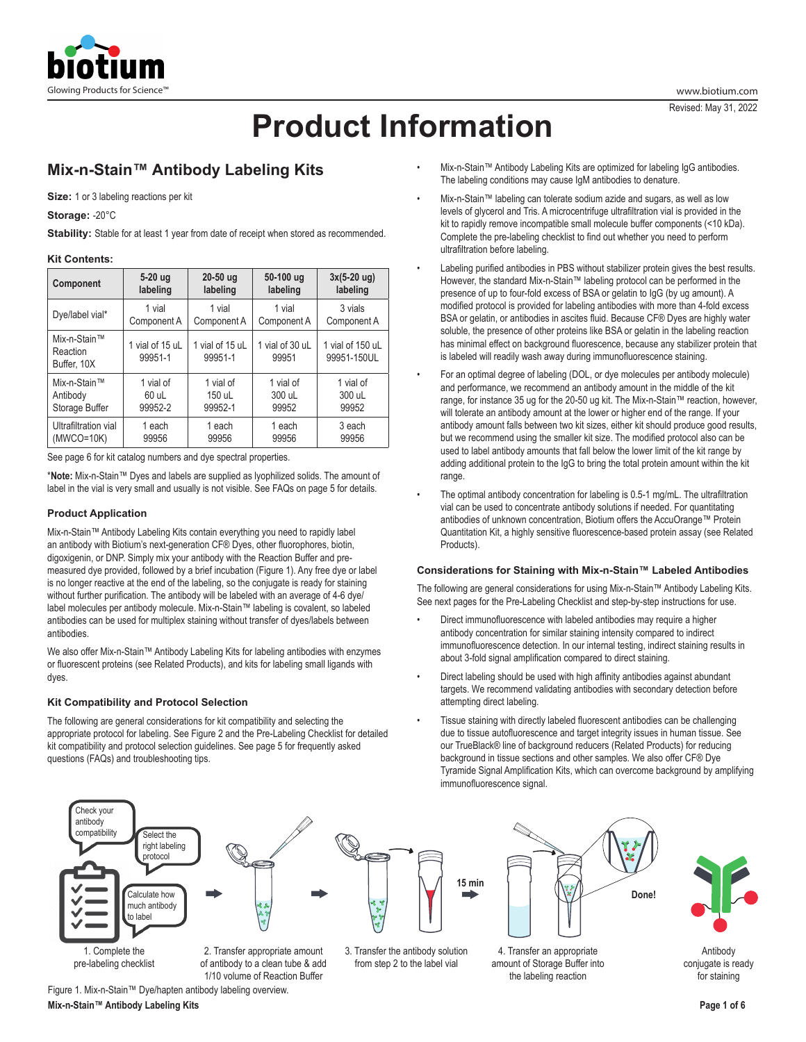# Product Information

## Mix-n-Stain™ Antibody Labeling Kits

**Size:** 1 or 3 labeling reactions per kit

**Storage:** -20°C

**Stability:** Stable for at least 1 year from date of receipt when stored as recommended.

### Kit Contents:

| Component | 5-20 ug labeling | 20-50 ug labeling | 50-100 ug labeling | 3x(5-20 ug) labeling |
|---|---|---|---|---|
| Dye/label vial* | 1 vial Component A | 1 vial Component A | 1 vial Component A | 3 vials Component A |
| Mix-n-Stain™ Reaction Buffer, 10X | 1 vial of 15 uL 99951-1 | 1 vial of 15 uL 99951-1 | 1 vial of 30 uL 99951 | 1 vial of 150 uL 99951-150UL |
| Mix-n-Stain™ Antibody Storage Buffer | 1 vial of 60 uL 99952-2 | 1 vial of 150 uL 99952-1 | 1 vial of 300 uL 99952 | 1 vial of 300 uL 99952 |
| Ultrafiltration vial (MWCO=10K) | 1 each 99956 | 1 each 99956 | 1 each 99956 | 3 each 99956 |

See page 6 for kit catalog numbers and dye spectral properties.

***Note:** Mix-n-Stain™ Dyes and labels are supplied as lyophilized solids. The amount of label in the vial is very small and usually is not visible. See FAQs on page 5 for details.

### Product Application

Mix-n-Stain™ Antibody Labeling Kits contain everything you need to rapidly label an antibody with Biotium's next-generation CF® Dyes, other fluorophores, biotin, digoxigenin, or DNP. Simply mix your antibody with the Reaction Buffer and pre-measured dye provided, followed by a brief incubation (Figure 1). Any free dye or label is no longer reactive at the end of the labeling, so the conjugate is ready for staining without further purification. The antibody will be labeled with an average of 4-6 dye/label molecules per antibody molecule. Mix-n-Stain™ labeling is covalent, so labeled antibodies can be used for multiplex staining without transfer of dyes/labels between antibodies.

We also offer Mix-n-Stain™ Antibody Labeling Kits for labeling antibodies with enzymes or fluorescent proteins (see Related Products), and kits for labeling small ligands with dyes.

### Kit Compatibility and Protocol Selection

The following are general considerations for kit compatibility and selecting the appropriate protocol for labeling. See Figure 2 and the Pre-Labeling Checklist for detailed kit compatibility and protocol selection guidelines. See page 5 for frequently asked questions (FAQs) and troubleshooting tips.

- Mix-n-Stain™ Antibody Labeling Kits are optimized for labeling IgG antibodies. The labeling conditions may cause IgM antibodies to denature.
- Mix-n-Stain™ labeling can tolerate sodium azide and sugars, as well as low levels of glycerol and Tris. A microcentrifuge ultrafiltration vial is provided in the kit to rapidly remove incompatible small molecule buffer components (<10 kDa). Complete the pre-labeling checklist to find out whether you need to perform ultrafiltration before labeling.
- Labeling purified antibodies in PBS without stabilizer protein gives the best results. However, the standard Mix-n-Stain™ labeling protocol can be performed in the presence of up to four-fold excess of BSA or gelatin to IgG (by ug amount). A modified protocol is provided for labeling antibodies with more than 4-fold excess BSA or gelatin, or antibodies in ascites fluid. Because CF® Dyes are highly water soluble, the presence of other proteins like BSA or gelatin in the labeling reaction has minimal effect on background fluorescence, because any stabilizer protein that is labeled will readily wash away during immunofluorescence staining.
- For an optimal degree of labeling (DOL, or dye molecules per antibody molecule) and performance, we recommend an antibody amount in the middle of the kit range, for instance 35 ug for the 20-50 ug kit. The Mix-n-Stain™ reaction, however, will tolerate an antibody amount at the lower or higher end of the range. If your antibody amount falls between two kit sizes, either kit should produce good results, but we recommend using the smaller kit size. The modified protocol also can be used to label antibody amounts that fall below the lower limit of the kit range by adding additional protein to the IgG to bring the total protein amount within the kit range.
- The optimal antibody concentration for labeling is 0.5-1 mg/mL. The ultrafiltration vial can be used to concentrate antibody solutions if needed. For quantitating antibodies of unknown concentration, Biotium offers the AccuOrange™ Protein Quantitation Kit, a highly sensitive fluorescence-based protein assay (see Related Products).

### Considerations for Staining with Mix-n-Stain™ Labeled Antibodies

The following are general considerations for using Mix-n-Stain™ Antibody Labeling Kits. See next pages for the Pre-Labeling Checklist and step-by-step instructions for use.

- Direct immunofluorescence with labeled antibodies may require a higher antibody concentration for similar staining intensity compared to indirect immunofluorescence detection. In our internal testing, indirect staining results in about 3-fold signal amplification compared to direct staining.
- Direct labeling should be used with high affinity antibodies against abundant targets. We recommend validating antibodies with secondary detection before attempting direct labeling.
- Tissue staining with directly labeled fluorescent antibodies can be challenging due to tissue autofluorescence and target integrity issues in human tissue. See our TrueBlack® line of background reducers (Related Products) for reducing background in tissue sections and other samples. We also offer CF® Dye Tyramide Signal Amplification Kits, which can overcome background by amplifying immunofluorescence signal.

Check your antibody compatibility — Select the right labeling protocol — Calculate how much antibody to label

1. Complete the pre-labeling checklist
2. Transfer appropriate amount of antibody to a clean tube & add 1/10 volume of Reaction Buffer
3. Transfer the antibody solution from step 2 to the label vial — 15 min
4. Transfer an appropriate amount of Storage Buffer into the labeling reaction — Done!

Antibody conjugate is ready for staining

Figure 1. Mix-n-Stain™ Dye/hapten antibody labeling overview.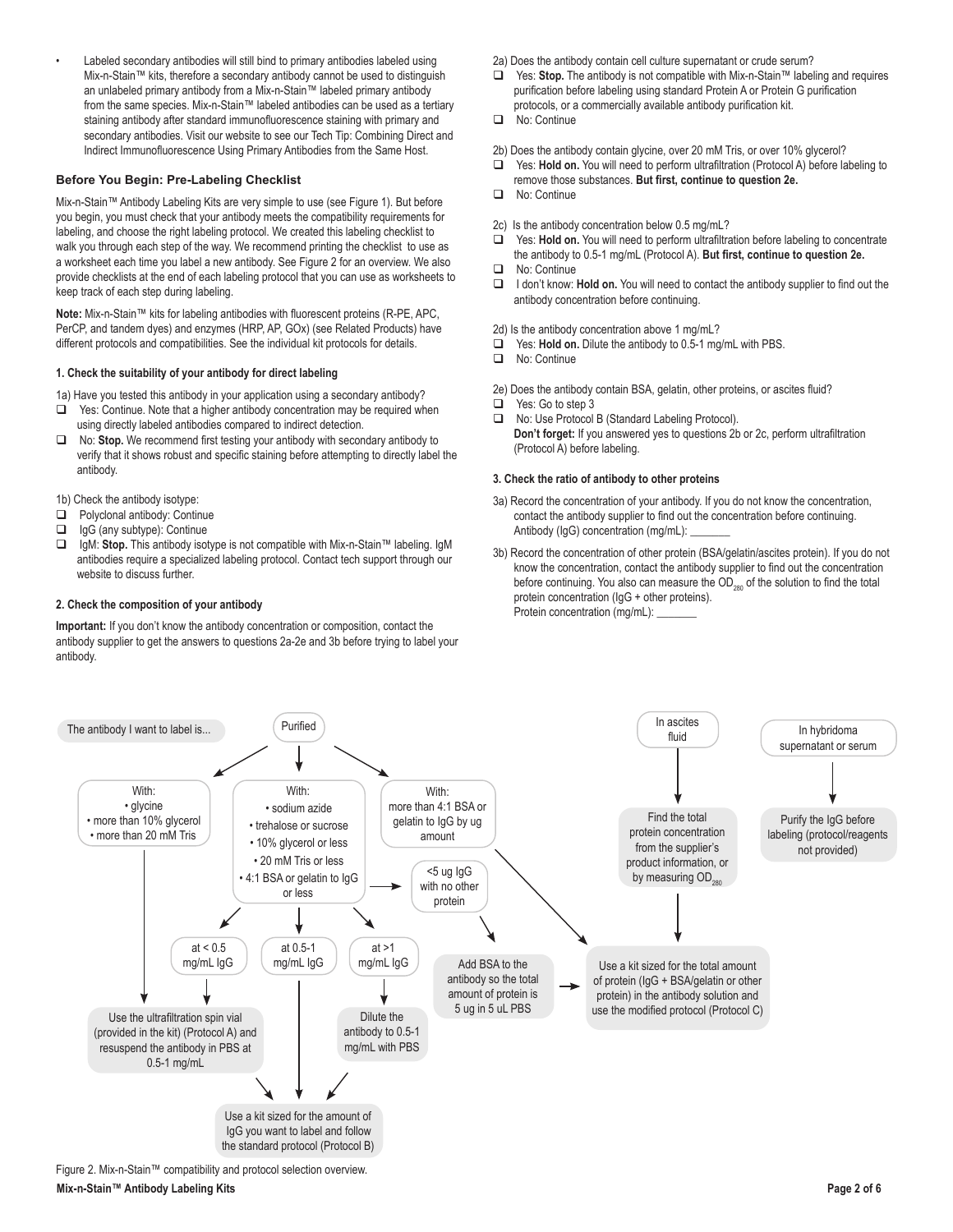- Labeled secondary antibodies will still bind to primary antibodies labeled using Mix-n-Stain™ kits, therefore a secondary antibody cannot be used to distinguish an unlabeled primary antibody from a Mix-n-Stain™ labeled primary antibody from the same species. Mix-n-Stain™ labeled antibodies can be used as a tertiary staining antibody after standard immunofluorescence staining with primary and secondary antibodies. Visit our website to see our Tech Tip: Combining Direct and Indirect Immunofluorescence Using Primary Antibodies from the Same Host.

### Before You Begin: Pre-Labeling Checklist

Mix-n-Stain™ Antibody Labeling Kits are very simple to use (see Figure 1). But before you begin, you must check that your antibody meets the compatibility requirements for labeling, and choose the right labeling protocol. We created this labeling checklist to walk you through each step of the way. We recommend printing the checklist to use as a worksheet each time you label a new antibody. See Figure 2 for an overview. We also provide checklists at the end of each labeling protocol that you can use as worksheets to keep track of each step during labeling.

**Note:** Mix-n-Stain™ kits for labeling antibodies with fluorescent proteins (R-PE, APC, PerCP, and tandem dyes) and enzymes (HRP, AP, GOx) (see Related Products) have different protocols and compatibilities. See the individual kit protocols for details.

#### 1. Check the suitability of your antibody for direct labeling

1a) Have you tested this antibody in your application using a secondary antibody?

- ❑ Yes: Continue. Note that a higher antibody concentration may be required when using directly labeled antibodies compared to indirect detection.
- ❑ No: **Stop.** We recommend first testing your antibody with secondary antibody to verify that it shows robust and specific staining before attempting to directly label the antibody.

1b) Check the antibody isotype:

- ❑ Polyclonal antibody: Continue
- ❑ IgG (any subtype): Continue
- ❑ IgM: **Stop.** This antibody isotype is not compatible with Mix-n-Stain™ labeling. IgM antibodies require a specialized labeling protocol. Contact tech support through our website to discuss further.

#### 2. Check the composition of your antibody

**Important:** If you don't know the antibody concentration or composition, contact the antibody supplier to get the answers to questions 2a-2e and 3b before trying to label your antibody.

2a) Does the antibody contain cell culture supernatant or crude serum?

- ❑ Yes: **Stop.** The antibody is not compatible with Mix-n-Stain™ labeling and requires purification before labeling using standard Protein A or Protein G purification protocols, or a commercially available antibody purification kit.
- ❑ No: Continue

2b) Does the antibody contain glycine, over 20 mM Tris, or over 10% glycerol?

- ❑ Yes: **Hold on.** You will need to perform ultrafiltration (Protocol A) before labeling to remove those substances. **But first, continue to question 2e.**
- ❑ No: Continue

2c) Is the antibody concentration below 0.5 mg/mL?

- ❑ Yes: **Hold on.** You will need to perform ultrafiltration before labeling to concentrate the antibody to 0.5-1 mg/mL (Protocol A). **But first, continue to question 2e.**
- ❑ No: Continue
- ❑ I don't know: **Hold on.** You will need to contact the antibody supplier to find out the antibody concentration before continuing.

2d) Is the antibody concentration above 1 mg/mL?

- ❑ Yes: **Hold on.** Dilute the antibody to 0.5-1 mg/mL with PBS.
- ❑ No: Continue

2e) Does the antibody contain BSA, gelatin, other proteins, or ascites fluid?

- ❑ Yes: Go to step 3
- ❑ No: Use Protocol B (Standard Labeling Protocol).
  **Don't forget:** If you answered yes to questions 2b or 2c, perform ultrafiltration (Protocol A) before labeling.

#### 3. Check the ratio of antibody to other proteins

3a) Record the concentration of your antibody. If you do not know the concentration, contact the antibody supplier to find out the concentration before continuing.
Antibody (IgG) concentration (mg/mL): _______

3b) Record the concentration of other protein (BSA/gelatin/ascites protein). If you do not know the concentration, contact the antibody supplier to find out the concentration before continuing. You also can measure the $OD_{280}$ of the solution to find the total protein concentration (IgG + other proteins).
Protein concentration (mg/mL): _______

The antibody I want to label is...

- **Purified**
  - With: • glycine • more than 10% glycerol • more than 20 mM Tris → Use the ultrafiltration spin vial (provided in the kit) (Protocol A) and resuspend the antibody in PBS at 0.5-1 mg/mL → Use a kit sized for the amount of IgG you want to label and follow the standard protocol (Protocol B)
  - With: • sodium azide • trehalose or sucrose • 10% glycerol or less • 20 mM Tris or less • 4:1 BSA or gelatin to IgG or less
    - at < 0.5 mg/mL IgG → Use the ultrafiltration spin vial (provided in the kit) (Protocol A) and resuspend the antibody in PBS at 0.5-1 mg/mL → Protocol B
    - at 0.5-1 mg/mL IgG → Use a kit sized for the amount of IgG you want to label and follow the standard protocol (Protocol B)
    - at >1 mg/mL IgG → Dilute the antibody to 0.5-1 mg/mL with PBS → Protocol B
    - <5 ug IgG with no other protein → Add BSA to the antibody so the total amount of protein is 5 ug in 5 uL PBS → Use a kit sized for the total amount of protein (IgG + BSA/gelatin or other protein) in the antibody solution and use the modified protocol (Protocol C)
  - With: more than 4:1 BSA or gelatin to IgG by ug amount → Use a kit sized for the total amount of protein (IgG + BSA/gelatin or other protein) in the antibody solution and use the modified protocol (Protocol C)
- **In ascites fluid** → Find the total protein concentration from the supplier's product information, or by measuring $OD_{280}$ → Use a kit sized for the total amount of protein (IgG + BSA/gelatin or other protein) in the antibody solution and use the modified protocol (Protocol C)
- **In hybridoma supernatant or serum** → Purify the IgG before labeling (protocol/reagents not provided)

Figure 2. Mix-n-Stain™ compatibility and protocol selection overview.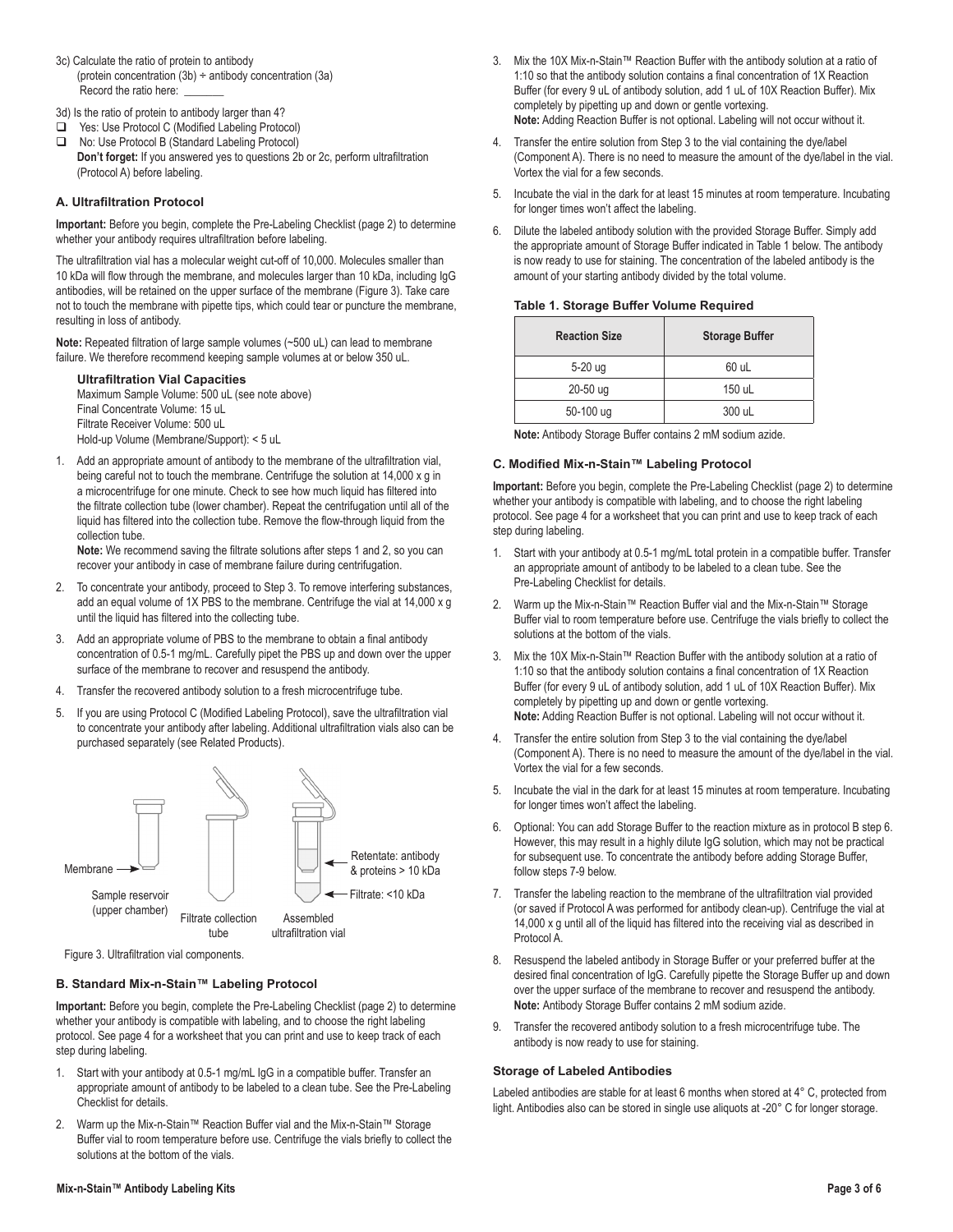3c) Calculate the ratio of protein to antibody
(protein concentration (3b) ÷ antibody concentration (3a)
Record the ratio here: _______

3d) Is the ratio of protein to antibody larger than 4?

- ☐ Yes: Use Protocol C (Modified Labeling Protocol)
- ☐ No: Use Protocol B (Standard Labeling Protocol)

**Don't forget:** If you answered yes to questions 2b or 2c, perform ultrafiltration (Protocol A) before labeling.

### A. Ultrafiltration Protocol

**Important:** Before you begin, complete the Pre-Labeling Checklist (page 2) to determine whether your antibody requires ultrafiltration before labeling.

The ultrafiltration vial has a molecular weight cut-off of 10,000. Molecules smaller than 10 kDa will flow through the membrane, and molecules larger than 10 kDa, including IgG antibodies, will be retained on the upper surface of the membrane (Figure 3). Take care not to touch the membrane with pipette tips, which could tear or puncture the membrane, resulting in loss of antibody.

**Note:** Repeated filtration of large sample volumes (~500 uL) can lead to membrane failure. We therefore recommend keeping sample volumes at or below 350 uL.

**Ultrafiltration Vial Capacities**
Maximum Sample Volume: 500 uL (see note above)
Final Concentrate Volume: 15 uL
Filtrate Receiver Volume: 500 uL
Hold-up Volume (Membrane/Support): < 5 uL

1. Add an appropriate amount of antibody to the membrane of the ultrafiltration vial, being careful not to touch the membrane. Centrifuge the solution at 14,000 x g in a microcentrifuge for one minute. Check to see how much liquid has filtered into the filtrate collection tube (lower chamber). Repeat the centrifugation until all of the liquid has filtered into the collection tube. Remove the flow-through liquid from the collection tube.
**Note:** We recommend saving the filtrate solutions after steps 1 and 2, so you can recover your antibody in case of membrane failure during centrifugation.
2. To concentrate your antibody, proceed to Step 3. To remove interfering substances, add an equal volume of 1X PBS to the membrane. Centrifuge the vial at 14,000 x g until the liquid has filtered into the collecting tube.
3. Add an appropriate volume of PBS to the membrane to obtain a final antibody concentration of 0.5-1 mg/mL. Carefully pipet the PBS up and down over the upper surface of the membrane to recover and resuspend the antibody.
4. Transfer the recovered antibody solution to a fresh microcentrifuge tube.
5. If you are using Protocol C (Modified Labeling Protocol), save the ultrafiltration vial to concentrate your antibody after labeling. Additional ultrafiltration vials also can be purchased separately (see Related Products).

Membrane — Sample reservoir (upper chamber) — Filtrate collection tube — Assembled ultrafiltration vial — Retentate: antibody & proteins > 10 kDa — Filtrate: <10 kDa

Figure 3. Ultrafiltration vial components.

### B. Standard Mix-n-Stain™ Labeling Protocol

**Important:** Before you begin, complete the Pre-Labeling Checklist (page 2) to determine whether your antibody is compatible with labeling, and to choose the right labeling protocol. See page 4 for a worksheet that you can print and use to keep track of each step during labeling.

1. Start with your antibody at 0.5-1 mg/mL IgG in a compatible buffer. Transfer an appropriate amount of antibody to be labeled to a clean tube. See the Pre-Labeling Checklist for details.
2. Warm up the Mix-n-Stain™ Reaction Buffer vial and the Mix-n-Stain™ Storage Buffer vial to room temperature before use. Centrifuge the vials briefly to collect the solutions at the bottom of the vials.
3. Mix the 10X Mix-n-Stain™ Reaction Buffer with the antibody solution at a ratio of 1:10 so that the antibody solution contains a final concentration of 1X Reaction Buffer (for every 9 uL of antibody solution, add 1 uL of 10X Reaction Buffer). Mix completely by pipetting up and down or gentle vortexing.
**Note:** Adding Reaction Buffer is not optional. Labeling will not occur without it.
4. Transfer the entire solution from Step 3 to the vial containing the dye/label (Component A). There is no need to measure the amount of the dye/label in the vial. Vortex the vial for a few seconds.
5. Incubate the vial in the dark for at least 15 minutes at room temperature. Incubating for longer times won't affect the labeling.
6. Dilute the labeled antibody solution with the provided Storage Buffer. Simply add the appropriate amount of Storage Buffer indicated in Table 1 below. The antibody is now ready to use for staining. The concentration of the labeled antibody is the amount of your starting antibody divided by the total volume.

**Table 1. Storage Buffer Volume Required**

| Reaction Size | Storage Buffer |
|---|---|
| 5-20 ug | 60 uL |
| 20-50 ug | 150 uL |
| 50-100 ug | 300 uL |

**Note:** Antibody Storage Buffer contains 2 mM sodium azide.

### C. Modified Mix-n-Stain™ Labeling Protocol

**Important:** Before you begin, complete the Pre-Labeling Checklist (page 2) to determine whether your antibody is compatible with labeling, and to choose the right labeling protocol. See page 4 for a worksheet that you can print and use to keep track of each step during labeling.

1. Start with your antibody at 0.5-1 mg/mL total protein in a compatible buffer. Transfer an appropriate amount of antibody to be labeled to a clean tube. See the Pre-Labeling Checklist for details.
2. Warm up the Mix-n-Stain™ Reaction Buffer vial and the Mix-n-Stain™ Storage Buffer vial to room temperature before use. Centrifuge the vials briefly to collect the solutions at the bottom of the vials.
3. Mix the 10X Mix-n-Stain™ Reaction Buffer with the antibody solution at a ratio of 1:10 so that the antibody solution contains a final concentration of 1X Reaction Buffer (for every 9 uL of antibody solution, add 1 uL of 10X Reaction Buffer). Mix completely by pipetting up and down or gentle vortexing.
**Note:** Adding Reaction Buffer is not optional. Labeling will not occur without it.
4. Transfer the entire solution from Step 3 to the vial containing the dye/label (Component A). There is no need to measure the amount of the dye/label in the vial. Vortex the vial for a few seconds.
5. Incubate the vial in the dark for at least 15 minutes at room temperature. Incubating for longer times won't affect the labeling.
6. Optional: You can add Storage Buffer to the reaction mixture as in protocol B step 6. However, this may result in a highly dilute IgG solution, which may not be practical for subsequent use. To concentrate the antibody before adding Storage Buffer, follow steps 7-9 below.
7. Transfer the labeling reaction to the membrane of the ultrafiltration vial provided (or saved if Protocol A was performed for antibody clean-up). Centrifuge the vial at 14,000 x g until all of the liquid has filtered into the receiving vial as described in Protocol A.
8. Resuspend the labeled antibody in Storage Buffer or your preferred buffer at the desired final concentration of IgG. Carefully pipette the Storage Buffer up and down over the upper surface of the membrane to recover and resuspend the antibody.
**Note:** Antibody Storage Buffer contains 2 mM sodium azide.
9. Transfer the recovered antibody solution to a fresh microcentrifuge tube. The antibody is now ready to use for staining.

#### Storage of Labeled Antibodies

Labeled antibodies are stable for at least 6 months when stored at 4° C, protected from light. Antibodies also can be stored in single use aliquots at -20° C for longer storage.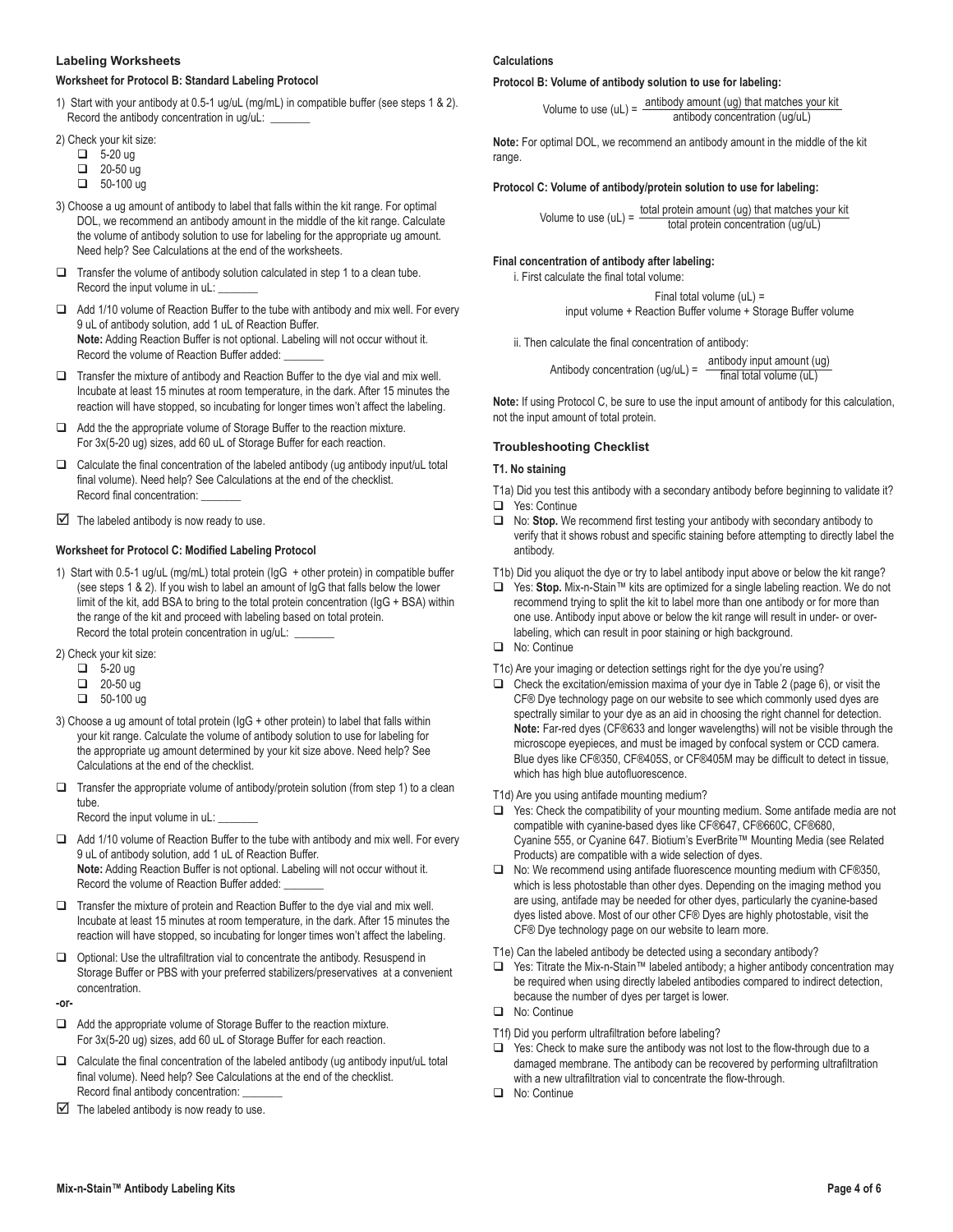## Labeling Worksheets

### Worksheet for Protocol B: Standard Labeling Protocol

1) Start with your antibody at 0.5-1 ug/uL (mg/mL) in compatible buffer (see steps 1 & 2). Record the antibody concentration in ug/uL: _______

2) Check your kit size:
   - ☐ 5-20 ug
   - ☐ 20-50 ug
   - ☐ 50-100 ug

3) Choose a ug amount of antibody to label that falls within the kit range. For optimal DOL, we recommend an antibody amount in the middle of the kit range. Calculate the volume of antibody solution to use for labeling for the appropriate ug amount. Need help? See Calculations at the end of the worksheets.

- ☐ Transfer the volume of antibody solution calculated in step 1 to a clean tube. Record the input volume in uL: _______
- ☐ Add 1/10 volume of Reaction Buffer to the tube with antibody and mix well. For every 9 uL of antibody solution, add 1 uL of Reaction Buffer. **Note:** Adding Reaction Buffer is not optional. Labeling will not occur without it. Record the volume of Reaction Buffer added: _______
- ☐ Transfer the mixture of antibody and Reaction Buffer to the dye vial and mix well. Incubate at least 15 minutes at room temperature, in the dark. After 15 minutes the reaction will have stopped, so incubating for longer times won't affect the labeling.
- ☐ Add the the appropriate volume of Storage Buffer to the reaction mixture. For 3x(5-20 ug) sizes, add 60 uL of Storage Buffer for each reaction.
- ☐ Calculate the final concentration of the labeled antibody (ug antibody input/uL total final volume). Need help? See Calculations at the end of the checklist. Record final concentration: _______
- ☑ The labeled antibody is now ready to use.

### Worksheet for Protocol C: Modified Labeling Protocol

1) Start with 0.5-1 ug/uL (mg/mL) total protein (IgG + other protein) in compatible buffer (see steps 1 & 2). If you wish to label an amount of IgG that falls below the lower limit of the kit, add BSA to bring to the total protein concentration (IgG + BSA) within the range of the kit and proceed with labeling based on total protein. Record the total protein concentration in ug/uL: _______

2) Check your kit size:
   - ☐ 5-20 ug
   - ☐ 20-50 ug
   - ☐ 50-100 ug

3) Choose a ug amount of total protein (IgG + other protein) to label that falls within your kit range. Calculate the volume of antibody solution to use for labeling for the appropriate ug amount determined by your kit size above. Need help? See Calculations at the end of the checklist.

- ☐ Transfer the appropriate volume of antibody/protein solution (from step 1) to a clean tube. Record the input volume in uL: _______
- ☐ Add 1/10 volume of Reaction Buffer to the tube with antibody and mix well. For every 9 uL of antibody solution, add 1 uL of Reaction Buffer. **Note:** Adding Reaction Buffer is not optional. Labeling will not occur without it. Record the volume of Reaction Buffer added: _______
- ☐ Transfer the mixture of protein and Reaction Buffer to the dye vial and mix well. Incubate at least 15 minutes at room temperature, in the dark. After 15 minutes the reaction will have stopped, so incubating for longer times won't affect the labeling.
- ☐ Optional: Use the ultrafiltration vial to concentrate the antibody. Resuspend in Storage Buffer or PBS with your preferred stabilizers/preservatives at a convenient concentration.

**-or-**

- ☐ Add the appropriate volume of Storage Buffer to the reaction mixture. For 3x(5-20 ug) sizes, add 60 uL of Storage Buffer for each reaction.
- ☐ Calculate the final concentration of the labeled antibody (ug antibody input/uL total final volume). Need help? See Calculations at the end of the checklist. Record final antibody concentration: _______
- ☑ The labeled antibody is now ready to use.

### Calculations

**Protocol B: Volume of antibody solution to use for labeling:**

$$\text{Volume to use (uL)} = \frac{\text{antibody amount (ug) that matches your kit}}{\text{antibody concentration (ug/uL)}}$$

**Note:** For optimal DOL, we recommend an antibody amount in the middle of the kit range.

**Protocol C: Volume of antibody/protein solution to use for labeling:**

$$\text{Volume to use (uL)} = \frac{\text{total protein amount (ug) that matches your kit}}{\text{total protein concentration (ug/uL)}}$$

**Final concentration of antibody after labeling:**

i. First calculate the final total volume:

Final total volume (uL) = input volume + Reaction Buffer volume + Storage Buffer volume

ii. Then calculate the final concentration of antibody:

$$\text{Antibody concentration (ug/uL)} = \frac{\text{antibody input amount (ug)}}{\text{final total volume (uL)}}$$

**Note:** If using Protocol C, be sure to use the input amount of antibody for this calculation, not the input amount of total protein.

## Troubleshooting Checklist

### T1. No staining

T1a) Did you test this antibody with a secondary antibody before beginning to validate it?
- ☐ Yes: Continue
- ☐ No: **Stop.** We recommend first testing your antibody with secondary antibody to verify that it shows robust and specific staining before attempting to directly label the antibody.

T1b) Did you aliquot the dye or try to label antibody input above or below the kit range?
- ☐ Yes: **Stop.** Mix-n-Stain™ kits are optimized for a single labeling reaction. We do not recommend trying to split the kit to label more than one antibody or for more than one use. Antibody input above or below the kit range will result in under- or over-labeling, which can result in poor staining or high background.
- ☐ No: Continue

T1c) Are your imaging or detection settings right for the dye you're using?
- ☐ Check the excitation/emission maxima of your dye in Table 2 (page 6), or visit the CF® Dye technology page on our website to see which commonly used dyes are spectrally similar to your dye as an aid in choosing the right channel for detection. **Note:** Far-red dyes (CF®633 and longer wavelengths) will not be visible through the microscope eyepieces, and must be imaged by confocal system or CCD camera. Blue dyes like CF®350, CF®405S, or CF®405M may be difficult to detect in tissue, which has high blue autofluorescence.

T1d) Are you using antifade mounting medium?
- ☐ Yes: Check the compatibility of your mounting medium. Some antifade media are not compatible with cyanine-based dyes like CF®647, CF®660C, CF®680, Cyanine 555, or Cyanine 647. Biotium's EverBrite™ Mounting Media (see Related Products) are compatible with a wide selection of dyes.
- ☐ No: We recommend using antifade fluorescence mounting medium with CF®350, which is less photostable than other dyes. Depending on the imaging method you are using, antifade may be needed for other dyes, particularly the cyanine-based dyes listed above. Most of our other CF® Dyes are highly photostable, visit the CF® Dye technology page on our website to learn more.

T1e) Can the labeled antibody be detected using a secondary antibody?
- ☐ Yes: Titrate the Mix-n-Stain™ labeled antibody; a higher antibody concentration may be required when using directly labeled antibodies compared to indirect detection, because the number of dyes per target is lower.
- ☐ No: Continue

T1f) Did you perform ultrafiltration before labeling?
- ☐ Yes: Check to make sure the antibody was not lost to the flow-through due to a damaged membrane. The antibody can be recovered by performing ultrafiltration with a new ultrafiltration vial to concentrate the flow-through.
- ☐ No: Continue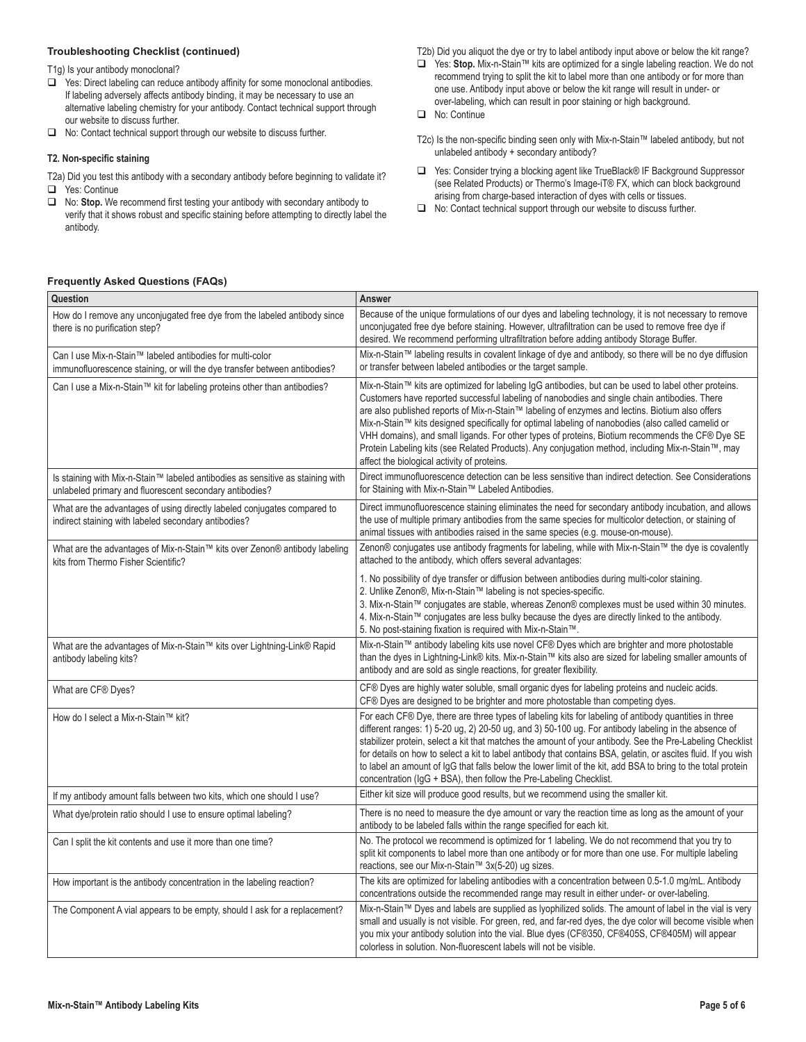### Troubleshooting Checklist (continued)

T1g) Is your antibody monoclonal?

- ❑ Yes: Direct labeling can reduce antibody affinity for some monoclonal antibodies. If labeling adversely affects antibody binding, it may be necessary to use an alternative labeling chemistry for your antibody. Contact technical support through our website to discuss further.
- ❑ No: Contact technical support through our website to discuss further.

#### T2. Non-specific staining

T2a) Did you test this antibody with a secondary antibody before beginning to validate it?

- ❑ Yes: Continue
- ❑ No: **Stop.** We recommend first testing your antibody with secondary antibody to verify that it shows robust and specific staining before attempting to directly label the antibody.

T2b) Did you aliquot the dye or try to label antibody input above or below the kit range?

- ❑ Yes: **Stop.** Mix-n-Stain™ kits are optimized for a single labeling reaction. We do not recommend trying to split the kit to label more than one antibody or for more than one use. Antibody input above or below the kit range will result in under- or over-labeling, which can result in poor staining or high background.
- ❑ No: Continue

T2c) Is the non-specific binding seen only with Mix-n-Stain™ labeled antibody, but not unlabeled antibody + secondary antibody?

- ❑ Yes: Consider trying a blocking agent like TrueBlack® IF Background Suppressor (see Related Products) or Thermo's Image-iT® FX, which can block background arising from charge-based interaction of dyes with cells or tissues.
- ❑ No: Contact technical support through our website to discuss further.

### Frequently Asked Questions (FAQs)

| Question | Answer |
|---|---|
| How do I remove any unconjugated free dye from the labeled antibody since there is no purification step? | Because of the unique formulations of our dyes and labeling technology, it is not necessary to remove unconjugated free dye before staining. However, ultrafiltration can be used to remove free dye if desired. We recommend performing ultrafiltration before adding antibody Storage Buffer. |
| Can I use Mix-n-Stain™ labeled antibodies for multi-color immunofluorescence staining, or will the dye transfer between antibodies? | Mix-n-Stain™ labeling results in covalent linkage of dye and antibody, so there will be no dye diffusion or transfer between labeled antibodies or the target sample. |
| Can I use a Mix-n-Stain™ kit for labeling proteins other than antibodies? | Mix-n-Stain™ kits are optimized for labeling IgG antibodies, but can be used to label other proteins. Customers have reported successful labeling of nanobodies and single chain antibodies. There are also published reports of Mix-n-Stain™ labeling of enzymes and lectins. Biotium also offers Mix-n-Stain™ kits designed specifically for optimal labeling of nanobodies (also called camelid or VHH domains), and small ligands. For other types of proteins, Biotium recommends the CF® Dye SE Protein Labeling kits (see Related Products). Any conjugation method, including Mix-n-Stain™, may affect the biological activity of proteins. |
| Is staining with Mix-n-Stain™ labeled antibodies as sensitive as staining with unlabeled primary and fluorescent secondary antibodies? | Direct immunofluorescence detection can be less sensitive than indirect detection. See Considerations for Staining with Mix-n-Stain™ Labeled Antibodies. |
| What are the advantages of using directly labeled conjugates compared to indirect staining with labeled secondary antibodies? | Direct immunofluorescence staining eliminates the need for secondary antibody incubation, and allows the use of multiple primary antibodies from the same species for multicolor detection, or staining of animal tissues with antibodies raised in the same species (e.g. mouse-on-mouse). |
| What are the advantages of Mix-n-Stain™ kits over Zenon® antibody labeling kits from Thermo Fisher Scientific? | Zenon® conjugates use antibody fragments for labeling, while with Mix-n-Stain™ the dye is covalently attached to the antibody, which offers several advantages:<br>1. No possibility of dye transfer or diffusion between antibodies during multi-color staining.<br>2. Unlike Zenon®, Mix-n-Stain™ labeling is not species-specific.<br>3. Mix-n-Stain™ conjugates are stable, whereas Zenon® complexes must be used within 30 minutes.<br>4. Mix-n-Stain™ conjugates are less bulky because the dyes are directly linked to the antibody.<br>5. No post-staining fixation is required with Mix-n-Stain™. |
| What are the advantages of Mix-n-Stain™ kits over Lightning-Link® Rapid antibody labeling kits? | Mix-n-Stain™ antibody labeling kits use novel CF® Dyes which are brighter and more photostable than the dyes in Lightning-Link® kits. Mix-n-Stain™ kits also are sized for labeling smaller amounts of antibody and are sold as single reactions, for greater flexibility. |
| What are CF® Dyes? | CF® Dyes are highly water soluble, small organic dyes for labeling proteins and nucleic acids. CF® Dyes are designed to be brighter and more photostable than competing dyes. |
| How do I select a Mix-n-Stain™ kit? | For each CF® Dye, there are three types of labeling kits for labeling of antibody quantities in three different ranges: 1) 5-20 ug, 2) 20-50 ug, and 3) 50-100 ug. For antibody labeling in the absence of stabilizer protein, select a kit that matches the amount of your antibody. See the Pre-Labeling Checklist for details on how to select a kit to label antibody that contains BSA, gelatin, or ascites fluid. If you wish to label an amount of IgG that falls below the lower limit of the kit, add BSA to bring to the total protein concentration (IgG + BSA), then follow the Pre-Labeling Checklist. |
| If my antibody amount falls between two kits, which one should I use? | Either kit size will produce good results, but we recommend using the smaller kit. |
| What dye/protein ratio should I use to ensure optimal labeling? | There is no need to measure the dye amount or vary the reaction time as long as the amount of your antibody to be labeled falls within the range specified for each kit. |
| Can I split the kit contents and use it more than one time? | No. The protocol we recommend is optimized for 1 labeling. We do not recommend that you try to split kit components to label more than one antibody or for more than one use. For multiple labeling reactions, see our Mix-n-Stain™ 3x(5-20) ug sizes. |
| How important is the antibody concentration in the labeling reaction? | The kits are optimized for labeling antibodies with a concentration between 0.5-1.0 mg/mL. Antibody concentrations outside the recommended range may result in either under- or over-labeling. |
| The Component A vial appears to be empty, should I ask for a replacement? | Mix-n-Stain™ Dyes and labels are supplied as lyophilized solids. The amount of label in the vial is very small and usually is not visible. For green, red, and far-red dyes, the dye color will become visible when you mix your antibody solution into the vial. Blue dyes (CF®350, CF®405S, CF®405M) will appear colorless in solution. Non-fluorescent labels will not be visible. |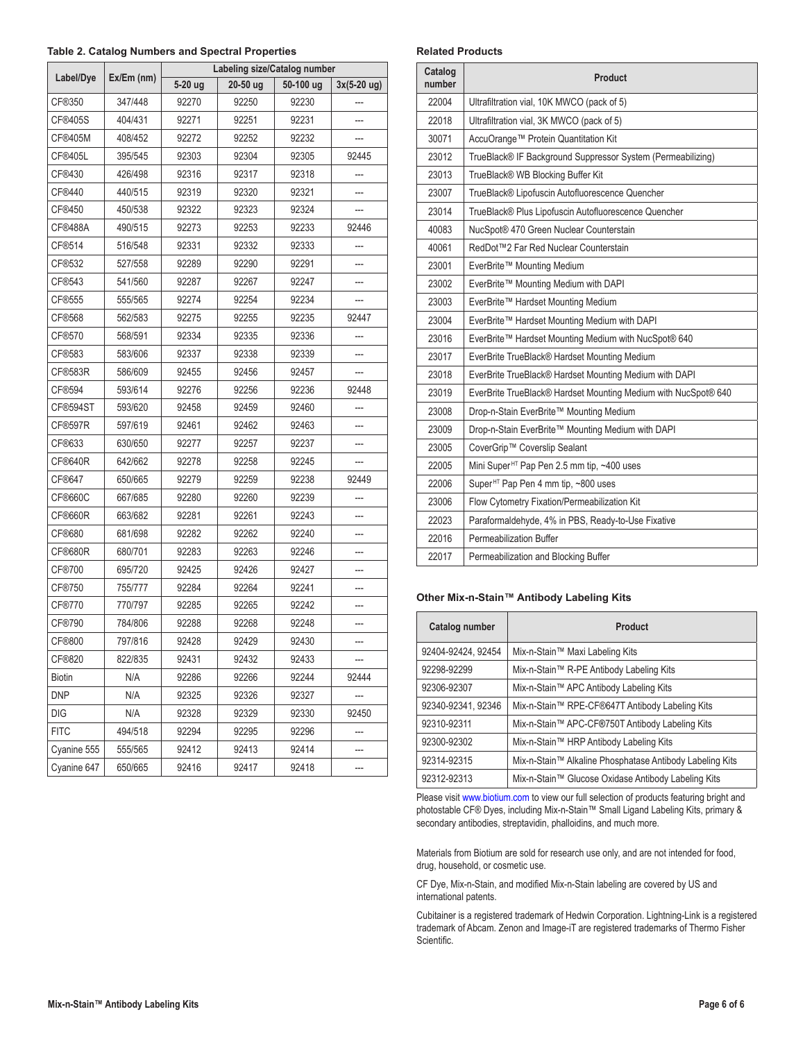**Table 2. Catalog Numbers and Spectral Properties**

| Label/Dye | Ex/Em (nm) | Labeling size/Catalog number | | | |
|---|---|---|---|---|---|
| | | 5-20 ug | 20-50 ug | 50-100 ug | 3x(5-20 ug) |
| CF®350 | 347/448 | 92270 | 92250 | 92230 | --- |
| CF®405S | 404/431 | 92271 | 92251 | 92231 | --- |
| CF®405M | 408/452 | 92272 | 92252 | 92232 | --- |
| CF®405L | 395/545 | 92303 | 92304 | 92305 | 92445 |
| CF®430 | 426/498 | 92316 | 92317 | 92318 | --- |
| CF®440 | 440/515 | 92319 | 92320 | 92321 | --- |
| CF®450 | 450/538 | 92322 | 92323 | 92324 | --- |
| CF®488A | 490/515 | 92273 | 92253 | 92233 | 92446 |
| CF®514 | 516/548 | 92331 | 92332 | 92333 | --- |
| CF®532 | 527/558 | 92289 | 92290 | 92291 | --- |
| CF®543 | 541/560 | 92287 | 92267 | 92247 | --- |
| CF®555 | 555/565 | 92274 | 92254 | 92234 | --- |
| CF®568 | 562/583 | 92275 | 92255 | 92235 | 92447 |
| CF®570 | 568/591 | 92334 | 92335 | 92336 | --- |
| CF®583 | 583/606 | 92337 | 92338 | 92339 | --- |
| CF®583R | 586/609 | 92455 | 92456 | 92457 | --- |
| CF®594 | 593/614 | 92276 | 92256 | 92236 | 92448 |
| CF®594ST | 593/620 | 92458 | 92459 | 92460 | --- |
| CF®597R | 597/619 | 92461 | 92462 | 92463 | --- |
| CF®633 | 630/650 | 92277 | 92257 | 92237 | --- |
| CF®640R | 642/662 | 92278 | 92258 | 92245 | --- |
| CF®647 | 650/665 | 92279 | 92259 | 92238 | 92449 |
| CF®660C | 667/685 | 92280 | 92260 | 92239 | --- |
| CF®660R | 663/682 | 92281 | 92261 | 92243 | --- |
| CF®680 | 681/698 | 92282 | 92262 | 92240 | --- |
| CF®680R | 680/701 | 92283 | 92263 | 92246 | --- |
| CF®700 | 695/720 | 92425 | 92426 | 92427 | --- |
| CF®750 | 755/777 | 92284 | 92264 | 92241 | --- |
| CF®770 | 770/797 | 92285 | 92265 | 92242 | --- |
| CF®790 | 784/806 | 92288 | 92268 | 92248 | --- |
| CF®800 | 797/816 | 92428 | 92429 | 92430 | --- |
| CF®820 | 822/835 | 92431 | 92432 | 92433 | --- |
| Biotin | N/A | 92286 | 92266 | 92244 | 92444 |
| DNP | N/A | 92325 | 92326 | 92327 | --- |
| DIG | N/A | 92328 | 92329 | 92330 | 92450 |
| FITC | 494/518 | 92294 | 92295 | 92296 | --- |
| Cyanine 555 | 555/565 | 92412 | 92413 | 92414 | --- |
| Cyanine 647 | 650/665 | 92416 | 92417 | 92418 | --- |

**Related Products**

| Catalog number | Product |
|---|---|
| 22004 | Ultrafiltration vial, 10K MWCO (pack of 5) |
| 22018 | Ultrafiltration vial, 3K MWCO (pack of 5) |
| 30071 | AccuOrange™ Protein Quantitation Kit |
| 23012 | TrueBlack® IF Background Suppressor System (Permeabilizing) |
| 23013 | TrueBlack® WB Blocking Buffer Kit |
| 23007 | TrueBlack® Lipofuscin Autofluorescence Quencher |
| 23014 | TrueBlack® Plus Lipofuscin Autofluorescence Quencher |
| 40083 | NucSpot® 470 Green Nuclear Counterstain |
| 40061 | RedDot™2 Far Red Nuclear Counterstain |
| 23001 | EverBrite™ Mounting Medium |
| 23002 | EverBrite™ Mounting Medium with DAPI |
| 23003 | EverBrite™ Hardset Mounting Medium |
| 23004 | EverBrite™ Hardset Mounting Medium with DAPI |
| 23016 | EverBrite™ Hardset Mounting Medium with NucSpot® 640 |
| 23017 | EverBrite TrueBlack® Hardset Mounting Medium |
| 23018 | EverBrite TrueBlack® Hardset Mounting Medium with DAPI |
| 23019 | EverBrite TrueBlack® Hardset Mounting Medium with NucSpot® 640 |
| 23008 | Drop-n-Stain EverBrite™ Mounting Medium |
| 23009 | Drop-n-Stain EverBrite™ Mounting Medium with DAPI |
| 23005 | CoverGrip™ Coverslip Sealant |
| 22005 | Mini Super HT Pap Pen 2.5 mm tip, ~400 uses |
| 22006 | Super HT Pap Pen 4 mm tip, ~800 uses |
| 23006 | Flow Cytometry Fixation/Permeabilization Kit |
| 22023 | Paraformaldehyde, 4% in PBS, Ready-to-Use Fixative |
| 22016 | Permeabilization Buffer |
| 22017 | Permeabilization and Blocking Buffer |

**Other Mix-n-Stain™ Antibody Labeling Kits**

| Catalog number | Product |
|---|---|
| 92404-92424, 92454 | Mix-n-Stain™ Maxi Labeling Kits |
| 92298-92299 | Mix-n-Stain™ R-PE Antibody Labeling Kits |
| 92306-92307 | Mix-n-Stain™ APC Antibody Labeling Kits |
| 92340-92341, 92346 | Mix-n-Stain™ RPE-CF®647T Antibody Labeling Kits |
| 92310-92311 | Mix-n-Stain™ APC-CF®750T Antibody Labeling Kits |
| 92300-92302 | Mix-n-Stain™ HRP Antibody Labeling Kits |
| 92314-92315 | Mix-n-Stain™ Alkaline Phosphatase Antibody Labeling Kits |
| 92312-92313 | Mix-n-Stain™ Glucose Oxidase Antibody Labeling Kits |

Please visit www.biotium.com to view our full selection of products featuring bright and photostable CF® Dyes, including Mix-n-Stain™ Small Ligand Labeling Kits, primary & secondary antibodies, streptavidin, phalloidins, and much more.

Materials from Biotium are sold for research use only, and are not intended for food, drug, household, or cosmetic use.

CF Dye, Mix-n-Stain, and modified Mix-n-Stain labeling are covered by US and international patents.

Cubitainer is a registered trademark of Hedwin Corporation. Lightning-Link is a registered trademark of Abcam. Zenon and Image-iT are registered trademarks of Thermo Fisher Scientific.